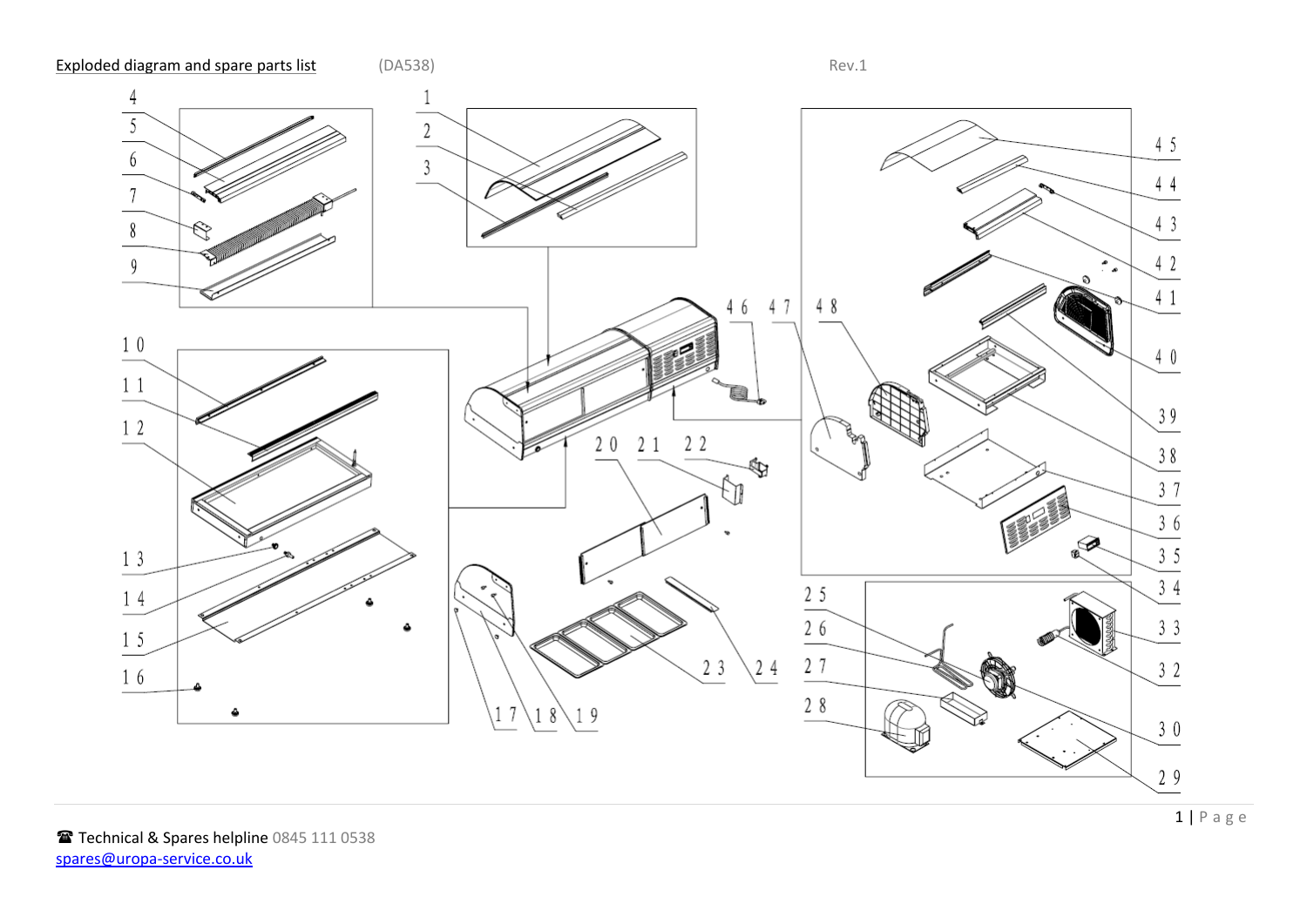Exploded diagram and spare parts list (DA538) Rev.1

1 2 3 4 5 6 7 8 9 10 11 12 13 14 15 16 17 18 19 20 21 22 23 24 25 26 27 28 29 30 32 33 34 35 36 37 38 39 40 41 42 43 44 45 46 47 48

☎ Technical & Spares helpline 0845 111 0538
spares@uropa-service.co.uk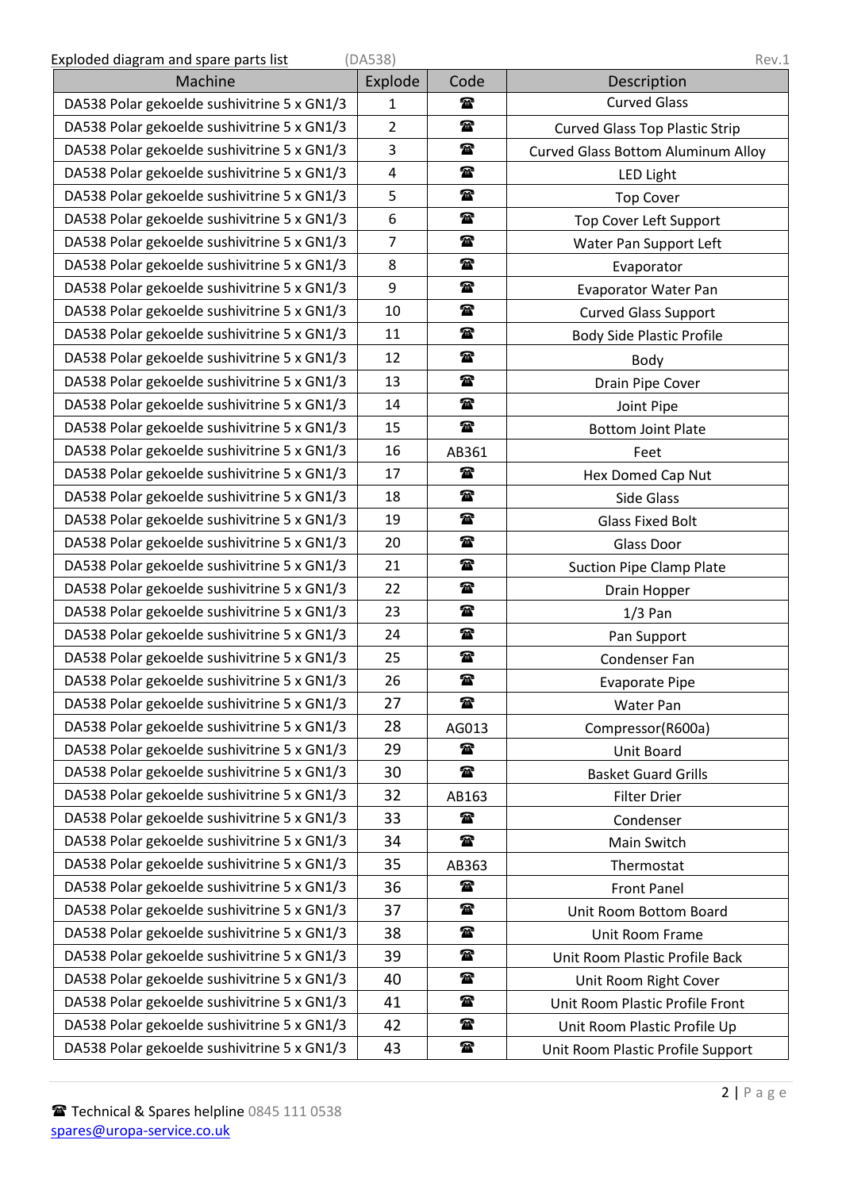Exploded diagram and spare parts list (DA538) Rev.1

| Machine | Explode | Code | Description |
|---|---|---|---|
| DA538 Polar gekoelde sushivitrine 5 x GN1/3 | 1 | ☎ | Curved Glass |
| DA538 Polar gekoelde sushivitrine 5 x GN1/3 | 2 | ☎ | Curved Glass Top Plastic Strip |
| DA538 Polar gekoelde sushivitrine 5 x GN1/3 | 3 | ☎ | Curved Glass Bottom Aluminum Alloy |
| DA538 Polar gekoelde sushivitrine 5 x GN1/3 | 4 | ☎ | LED Light |
| DA538 Polar gekoelde sushivitrine 5 x GN1/3 | 5 | ☎ | Top Cover |
| DA538 Polar gekoelde sushivitrine 5 x GN1/3 | 6 | ☎ | Top Cover Left Support |
| DA538 Polar gekoelde sushivitrine 5 x GN1/3 | 7 | ☎ | Water Pan Support Left |
| DA538 Polar gekoelde sushivitrine 5 x GN1/3 | 8 | ☎ | Evaporator |
| DA538 Polar gekoelde sushivitrine 5 x GN1/3 | 9 | ☎ | Evaporator Water Pan |
| DA538 Polar gekoelde sushivitrine 5 x GN1/3 | 10 | ☎ | Curved Glass Support |
| DA538 Polar gekoelde sushivitrine 5 x GN1/3 | 11 | ☎ | Body Side Plastic Profile |
| DA538 Polar gekoelde sushivitrine 5 x GN1/3 | 12 | ☎ | Body |
| DA538 Polar gekoelde sushivitrine 5 x GN1/3 | 13 | ☎ | Drain Pipe Cover |
| DA538 Polar gekoelde sushivitrine 5 x GN1/3 | 14 | ☎ | Joint Pipe |
| DA538 Polar gekoelde sushivitrine 5 x GN1/3 | 15 | ☎ | Bottom Joint Plate |
| DA538 Polar gekoelde sushivitrine 5 x GN1/3 | 16 | AB361 | Feet |
| DA538 Polar gekoelde sushivitrine 5 x GN1/3 | 17 | ☎ | Hex Domed Cap Nut |
| DA538 Polar gekoelde sushivitrine 5 x GN1/3 | 18 | ☎ | Side Glass |
| DA538 Polar gekoelde sushivitrine 5 x GN1/3 | 19 | ☎ | Glass Fixed Bolt |
| DA538 Polar gekoelde sushivitrine 5 x GN1/3 | 20 | ☎ | Glass Door |
| DA538 Polar gekoelde sushivitrine 5 x GN1/3 | 21 | ☎ | Suction Pipe Clamp Plate |
| DA538 Polar gekoelde sushivitrine 5 x GN1/3 | 22 | ☎ | Drain Hopper |
| DA538 Polar gekoelde sushivitrine 5 x GN1/3 | 23 | ☎ | 1/3 Pan |
| DA538 Polar gekoelde sushivitrine 5 x GN1/3 | 24 | ☎ | Pan Support |
| DA538 Polar gekoelde sushivitrine 5 x GN1/3 | 25 | ☎ | Condenser Fan |
| DA538 Polar gekoelde sushivitrine 5 x GN1/3 | 26 | ☎ | Evaporate Pipe |
| DA538 Polar gekoelde sushivitrine 5 x GN1/3 | 27 | ☎ | Water Pan |
| DA538 Polar gekoelde sushivitrine 5 x GN1/3 | 28 | AG013 | Compressor(R600a) |
| DA538 Polar gekoelde sushivitrine 5 x GN1/3 | 29 | ☎ | Unit Board |
| DA538 Polar gekoelde sushivitrine 5 x GN1/3 | 30 | ☎ | Basket Guard Grills |
| DA538 Polar gekoelde sushivitrine 5 x GN1/3 | 32 | AB163 | Filter Drier |
| DA538 Polar gekoelde sushivitrine 5 x GN1/3 | 33 | ☎ | Condenser |
| DA538 Polar gekoelde sushivitrine 5 x GN1/3 | 34 | ☎ | Main Switch |
| DA538 Polar gekoelde sushivitrine 5 x GN1/3 | 35 | AB363 | Thermostat |
| DA538 Polar gekoelde sushivitrine 5 x GN1/3 | 36 | ☎ | Front Panel |
| DA538 Polar gekoelde sushivitrine 5 x GN1/3 | 37 | ☎ | Unit Room Bottom Board |
| DA538 Polar gekoelde sushivitrine 5 x GN1/3 | 38 | ☎ | Unit Room Frame |
| DA538 Polar gekoelde sushivitrine 5 x GN1/3 | 39 | ☎ | Unit Room Plastic Profile Back |
| DA538 Polar gekoelde sushivitrine 5 x GN1/3 | 40 | ☎ | Unit Room Right Cover |
| DA538 Polar gekoelde sushivitrine 5 x GN1/3 | 41 | ☎ | Unit Room Plastic Profile Front |
| DA538 Polar gekoelde sushivitrine 5 x GN1/3 | 42 | ☎ | Unit Room Plastic Profile Up |
| DA538 Polar gekoelde sushivitrine 5 x GN1/3 | 43 | ☎ | Unit Room Plastic Profile Support |

☎ Technical & Spares helpline 0845 111 0538
spares@uropa-service.co.uk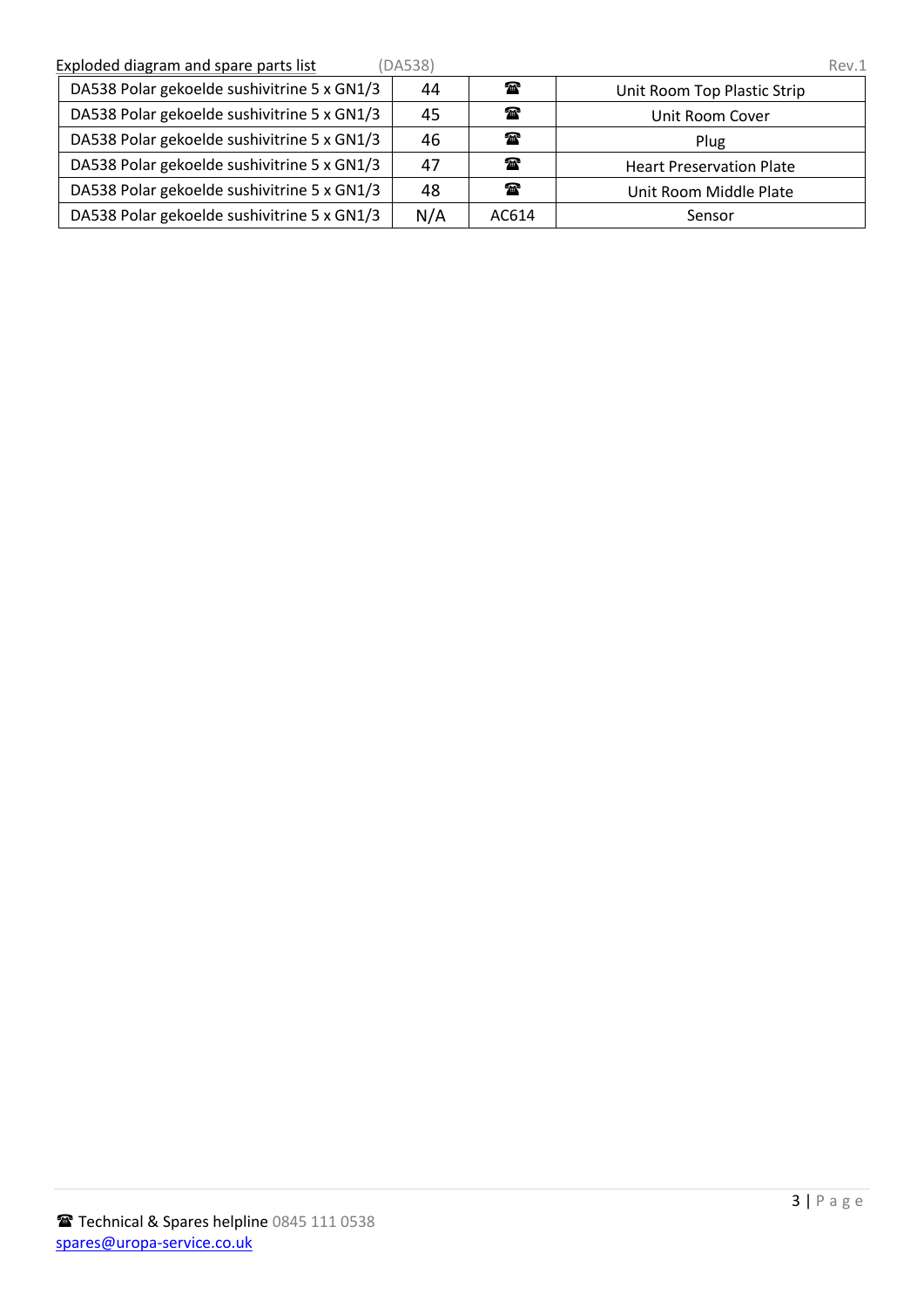| | | | |
|---|---|---|---|
| DA538 Polar gekoelde sushivitrine 5 x GN1/3 | 44 | ☎ | Unit Room Top Plastic Strip |
| DA538 Polar gekoelde sushivitrine 5 x GN1/3 | 45 | ☎ | Unit Room Cover |
| DA538 Polar gekoelde sushivitrine 5 x GN1/3 | 46 | ☎ | Plug |
| DA538 Polar gekoelde sushivitrine 5 x GN1/3 | 47 | ☎ | Heart Preservation Plate |
| DA538 Polar gekoelde sushivitrine 5 x GN1/3 | 48 | ☎ | Unit Room Middle Plate |
| DA538 Polar gekoelde sushivitrine 5 x GN1/3 | N/A | AC614 | Sensor |